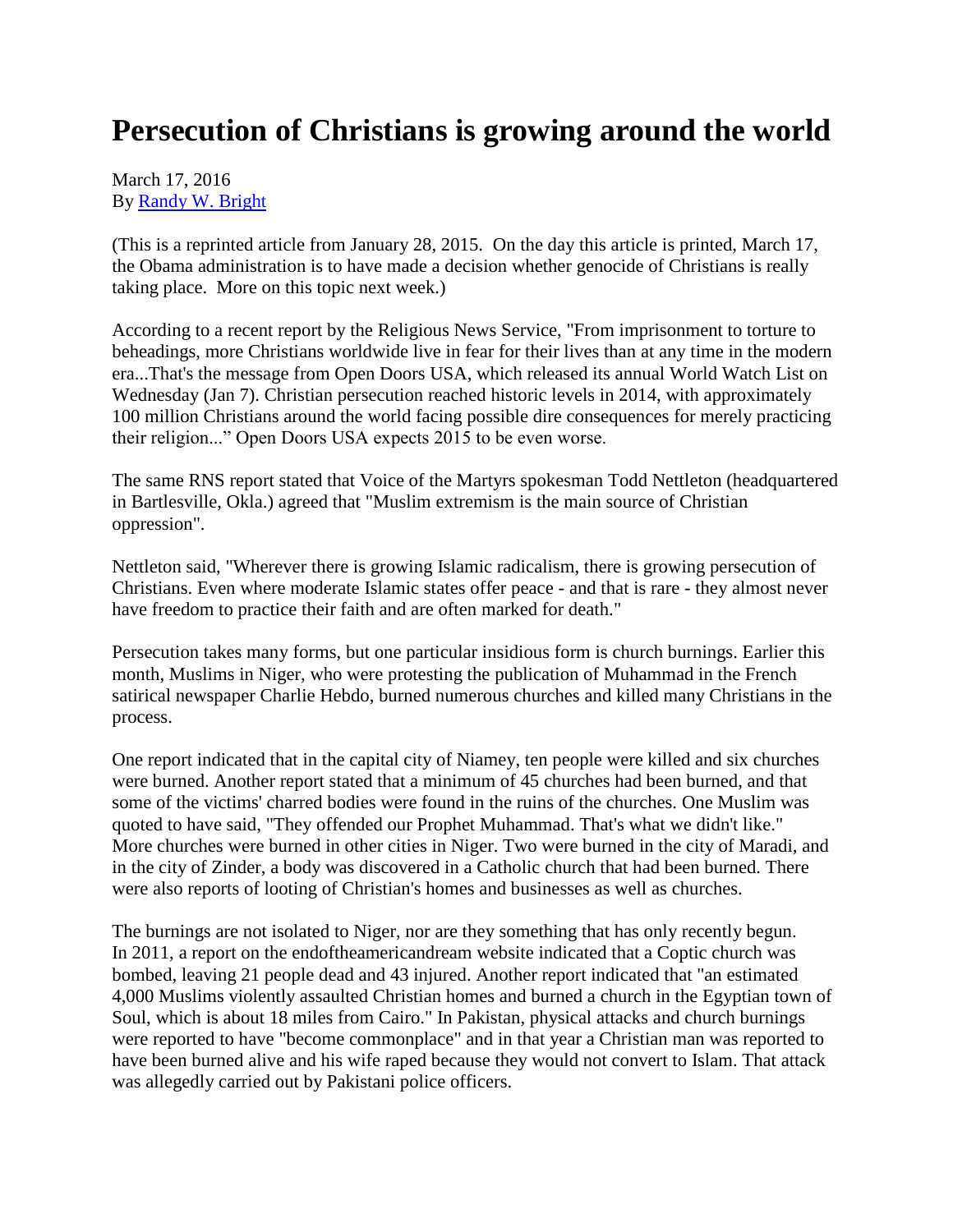# Persecution of Christians is growing around the world

March 17, 2016
By Randy W. Bright

(This is a reprinted article from January 28, 2015. On the day this article is printed, March 17, the Obama administration is to have made a decision whether genocide of Christians is really taking place. More on this topic next week.)

According to a recent report by the Religious News Service, "From imprisonment to torture to beheadings, more Christians worldwide live in fear for their lives than at any time in the modern era...That's the message from Open Doors USA, which released its annual World Watch List on Wednesday (Jan 7). Christian persecution reached historic levels in 2014, with approximately 100 million Christians around the world facing possible dire consequences for merely practicing their religion..." Open Doors USA expects 2015 to be even worse.

The same RNS report stated that Voice of the Martyrs spokesman Todd Nettleton (headquartered in Bartlesville, Okla.) agreed that "Muslim extremism is the main source of Christian oppression".

Nettleton said, "Wherever there is growing Islamic radicalism, there is growing persecution of Christians. Even where moderate Islamic states offer peace - and that is rare - they almost never have freedom to practice their faith and are often marked for death."

Persecution takes many forms, but one particular insidious form is church burnings. Earlier this month, Muslims in Niger, who were protesting the publication of Muhammad in the French satirical newspaper Charlie Hebdo, burned numerous churches and killed many Christians in the process.

One report indicated that in the capital city of Niamey, ten people were killed and six churches were burned. Another report stated that a minimum of 45 churches had been burned, and that some of the victims' charred bodies were found in the ruins of the churches. One Muslim was quoted to have said, "They offended our Prophet Muhammad. That's what we didn't like." More churches were burned in other cities in Niger. Two were burned in the city of Maradi, and in the city of Zinder, a body was discovered in a Catholic church that had been burned. There were also reports of looting of Christian's homes and businesses as well as churches.

The burnings are not isolated to Niger, nor are they something that has only recently begun. In 2011, a report on the endoftheamericandream website indicated that a Coptic church was bombed, leaving 21 people dead and 43 injured. Another report indicated that "an estimated 4,000 Muslims violently assaulted Christian homes and burned a church in the Egyptian town of Soul, which is about 18 miles from Cairo." In Pakistan, physical attacks and church burnings were reported to have "become commonplace" and in that year a Christian man was reported to have been burned alive and his wife raped because they would not convert to Islam. That attack was allegedly carried out by Pakistani police officers.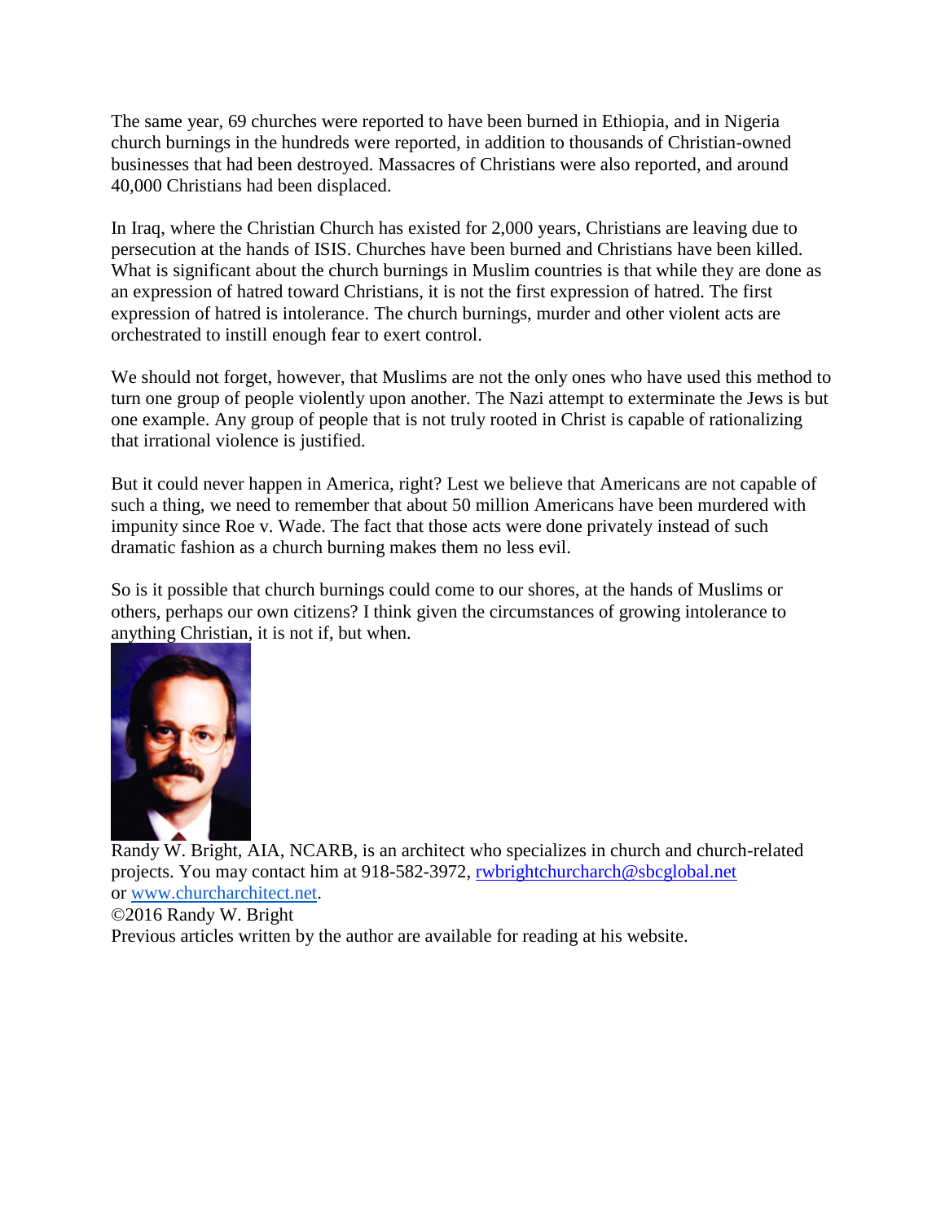The same year, 69 churches were reported to have been burned in Ethiopia, and in Nigeria church burnings in the hundreds were reported, in addition to thousands of Christian-owned businesses that had been destroyed. Massacres of Christians were also reported, and around 40,000 Christians had been displaced.

In Iraq, where the Christian Church has existed for 2,000 years, Christians are leaving due to persecution at the hands of ISIS. Churches have been burned and Christians have been killed. What is significant about the church burnings in Muslim countries is that while they are done as an expression of hatred toward Christians, it is not the first expression of hatred. The first expression of hatred is intolerance. The church burnings, murder and other violent acts are orchestrated to instill enough fear to exert control.

We should not forget, however, that Muslims are not the only ones who have used this method to turn one group of people violently upon another. The Nazi attempt to exterminate the Jews is but one example. Any group of people that is not truly rooted in Christ is capable of rationalizing that irrational violence is justified.

But it could never happen in America, right? Lest we believe that Americans are not capable of such a thing, we need to remember that about 50 million Americans have been murdered with impunity since Roe v. Wade. The fact that those acts were done privately instead of such dramatic fashion as a church burning makes them no less evil.

So is it possible that church burnings could come to our shores, at the hands of Muslims or others, perhaps our own citizens? I think given the circumstances of growing intolerance to anything Christian, it is not if, but when.

Randy W. Bright, AIA, NCARB, is an architect who specializes in church and church-related projects. You may contact him at 918-582-3972, rwbrightchurcharch@sbcglobal.net or www.churcharchitect.net.
©2016 Randy W. Bright
Previous articles written by the author are available for reading at his website.